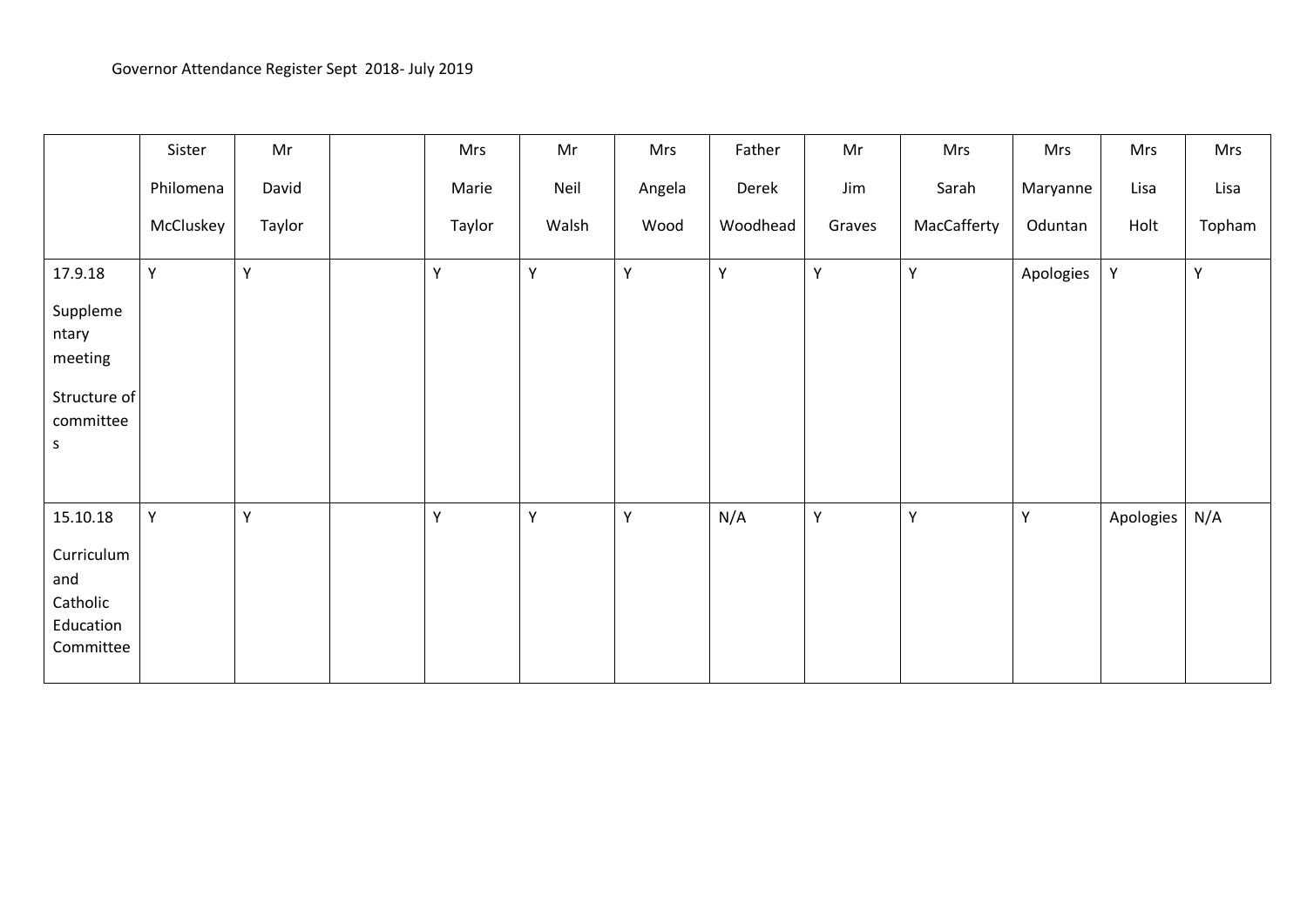Governor Attendance Register Sept 2018- July 2019

| | Sister Philomena McCluskey | Mr David Taylor | | Mrs Marie Taylor | Mr Neil Walsh | Mrs Angela Wood | Father Derek Woodhead | Mr Jim Graves | Mrs Sarah MacCafferty | Mrs Maryanne Oduntan | Mrs Lisa Holt | Mrs Lisa Topham |
|---|---|---|---|---|---|---|---|---|---|---|---|---|
| 17.9.18 Supplementary meeting Structure of committees | Y | Y | | Y | Y | Y | Y | Y | Y | Apologies | Y | Y |
| 15.10.18 Curriculum and Catholic Education Committee | Y | Y | | Y | Y | Y | N/A | Y | Y | Y | Apologies | N/A |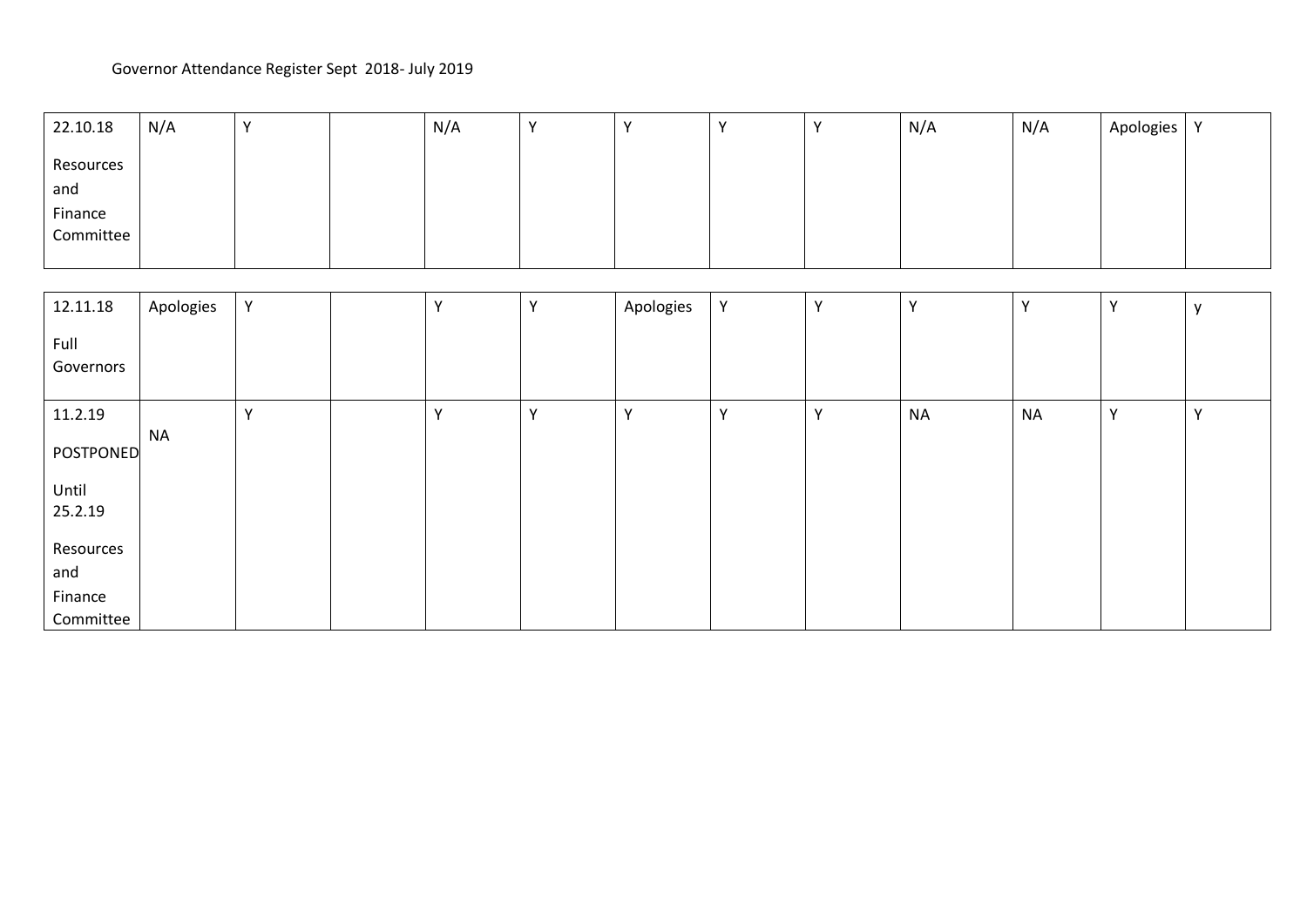Governor Attendance Register Sept 2018- July 2019

| | | | | | | | | | | | | |
|---|---|---|---|---|---|---|---|---|---|---|---|---|
| 22.10.18 Resources and Finance Committee | N/A | Y | | N/A | Y | Y | Y | Y | N/A | N/A | Apologies | Y |
| 12.11.18 Full Governors | Apologies | Y | | Y | Y | Apologies | Y | Y | Y | Y | Y | y |
| 11.2.19 POSTPONED Until 25.2.19 Resources and Finance Committee | NA | Y | | Y | Y | Y | Y | Y | NA | NA | Y | Y |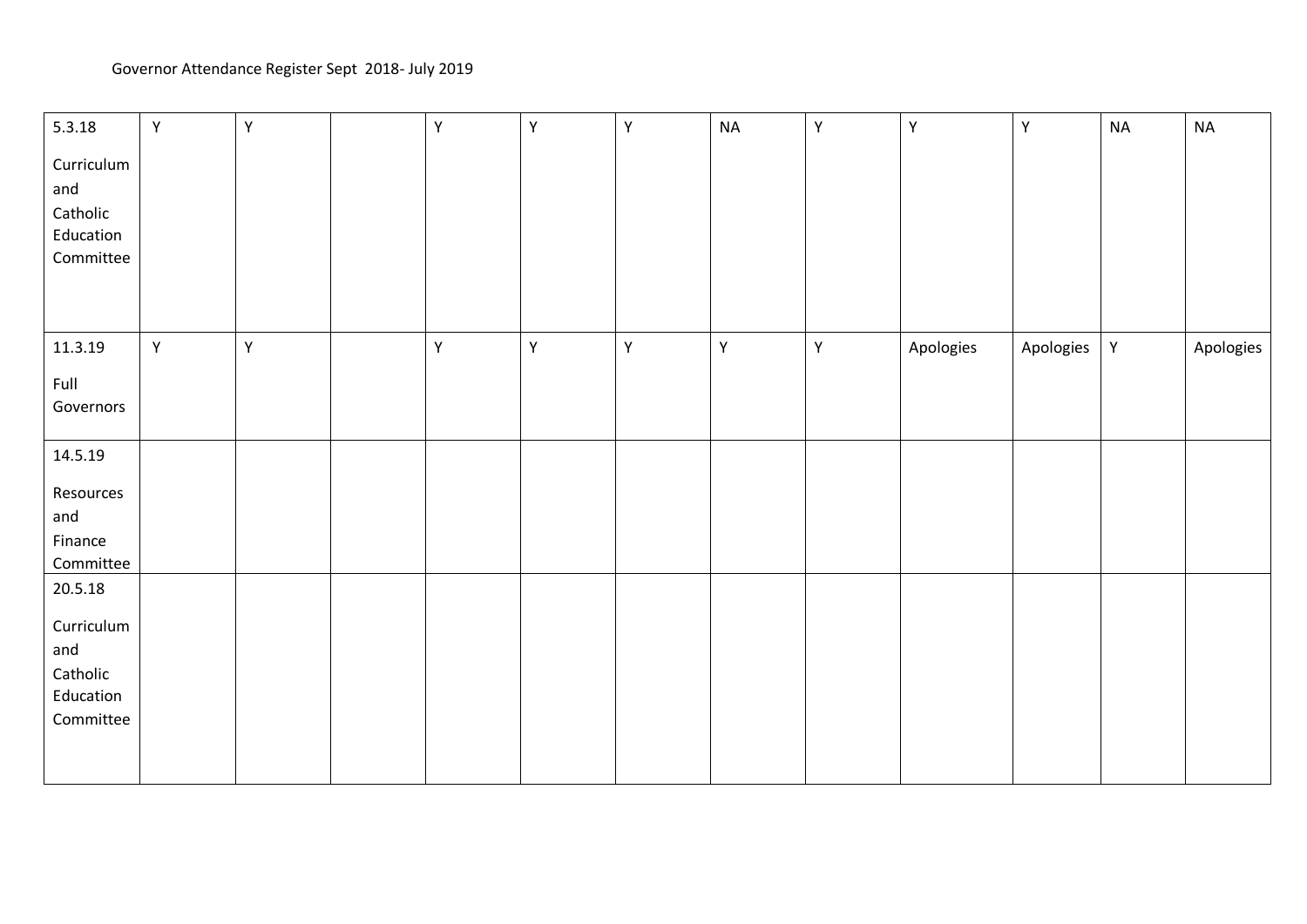Governor Attendance Register Sept 2018- July 2019

| | | | | | | | | | | | | |
|---|---|---|---|---|---|---|---|---|---|---|---|---|
| 5.3.18 Curriculum and Catholic Education Committee | Y | Y | | Y | Y | Y | NA | Y | Y | Y | NA | NA |
| 11.3.19 Full Governors | Y | Y | | Y | Y | Y | Y | Y | Apologies | Apologies | Y | Apologies |
| 14.5.19 Resources and Finance Committee | | | | | | | | | | | | |
| 20.5.18 Curriculum and Catholic Education Committee | | | | | | | | | | | | |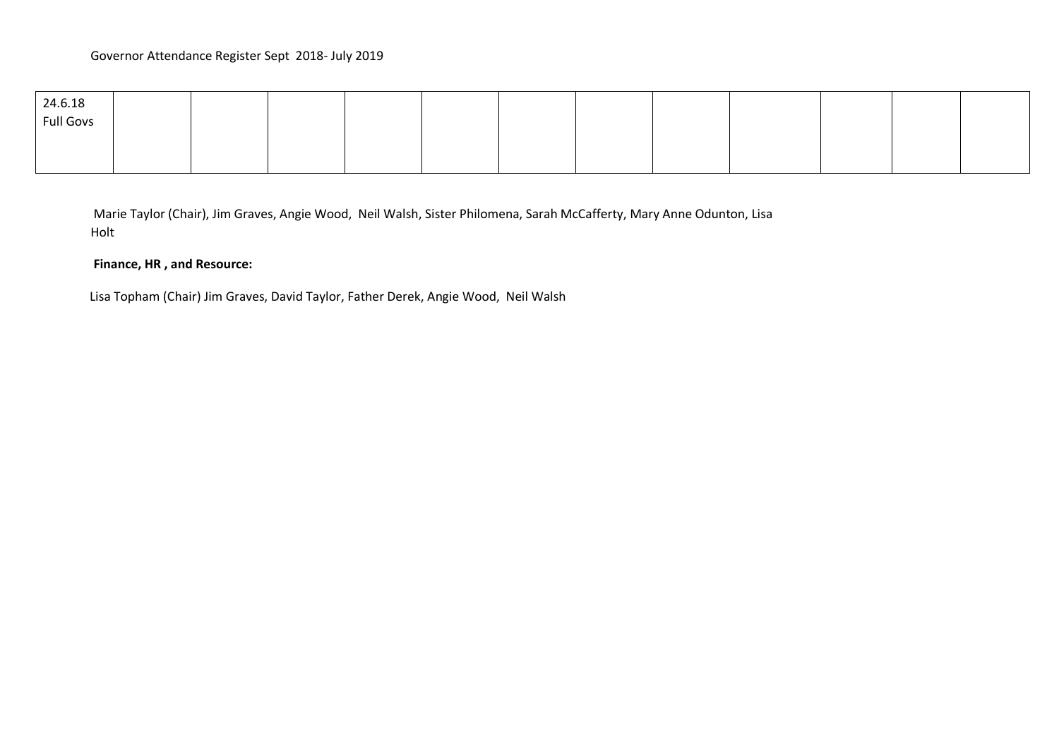Governor Attendance Register Sept 2018- July 2019

| | | | | | | | | | | | | |
|---|---|---|---|---|---|---|---|---|---|---|---|---|
| 24.6.18 Full Govs | | | | | | | | | | | | |

Marie Taylor (Chair), Jim Graves, Angie Wood, Neil Walsh, Sister Philomena, Sarah McCafferty, Mary Anne Odunton, Lisa Holt

**Finance, HR , and Resource:**

Lisa Topham (Chair) Jim Graves, David Taylor, Father Derek, Angie Wood, Neil Walsh